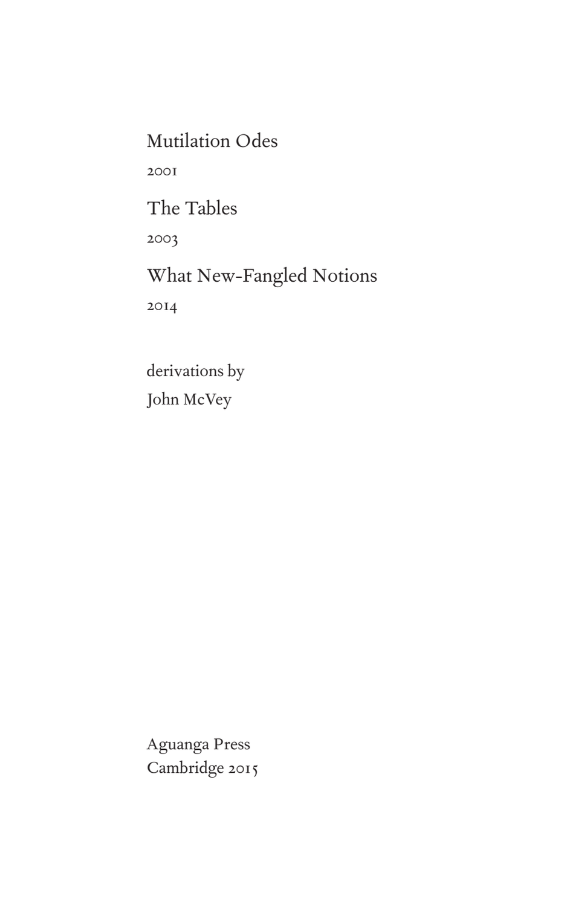# Mutilation Odes

2001

# The Tables

2003

# What New-Fangled Notions

2014

derivations by

John McVey

Aguanga Press

Cambridge 2015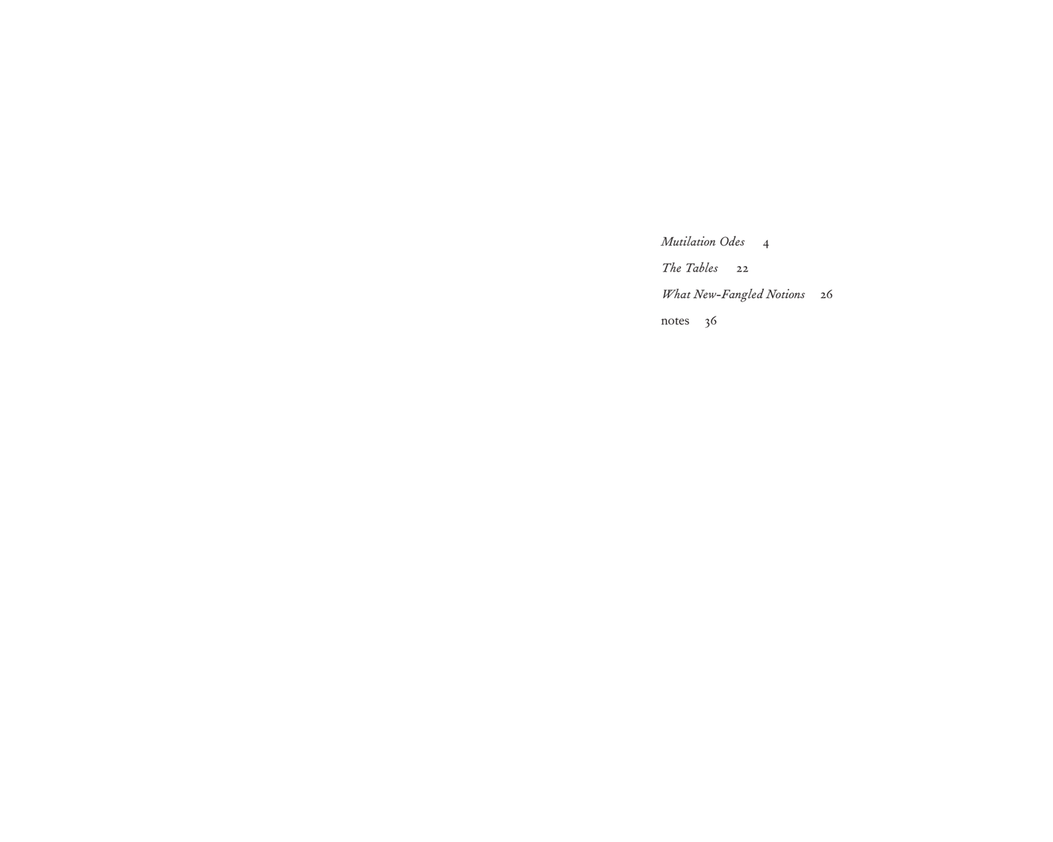*Mutilation Odes* 4

*The Tables* 22

*What New-Fangled Notions* 26

notes 36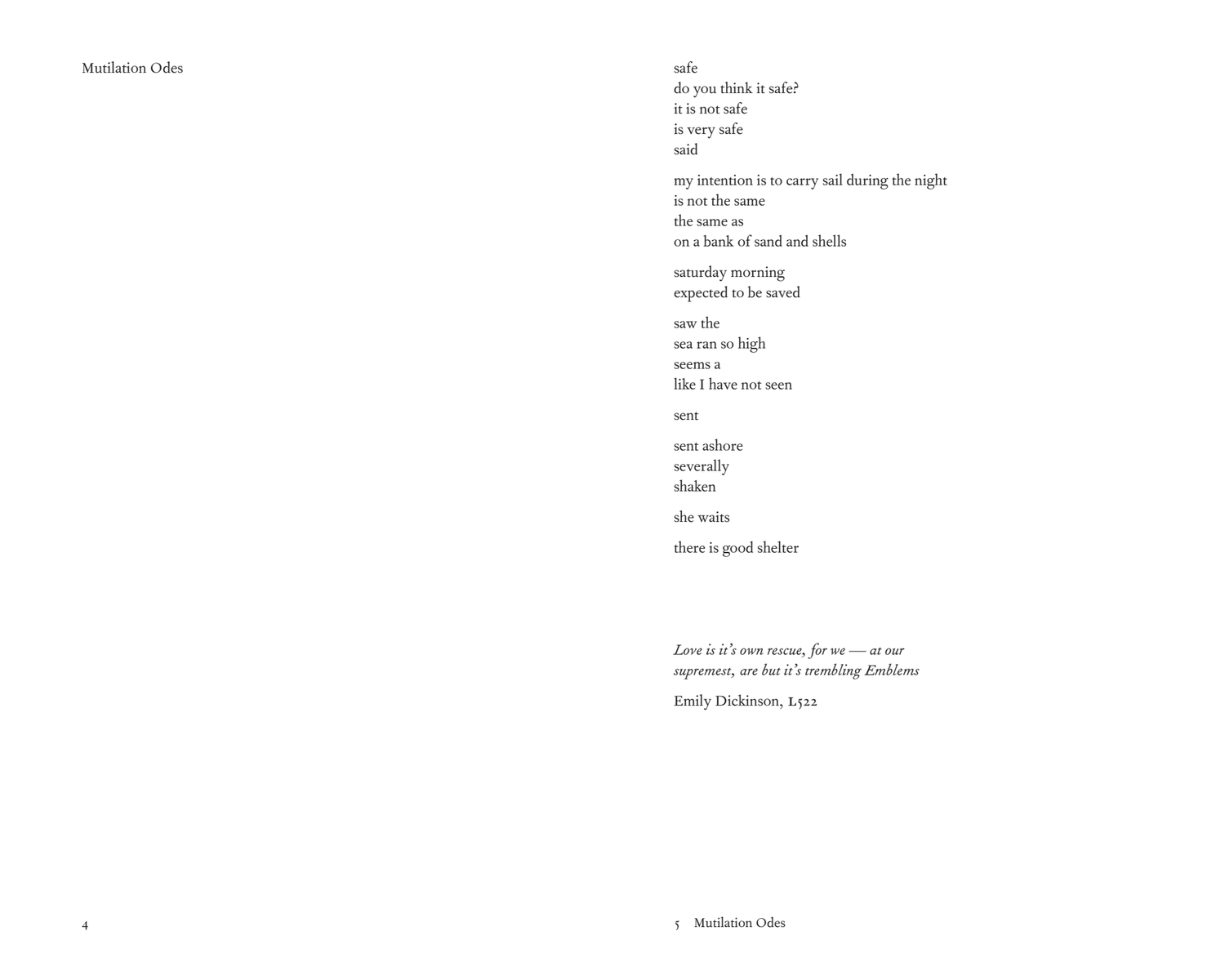safe
do you think it safe?
it is not safe
is very safe
said

my intention is to carry sail during the night
is not the same
the same as
on a bank of sand and shells

saturday morning
expected to be saved

saw the
sea ran so high
seems a
like I have not seen

sent

sent ashore
severally
shaken

she waits

there is good shelter

*Love is it's own rescue, for we — at our supremest, are but it's trembling Emblems*

Emily Dickinson, L522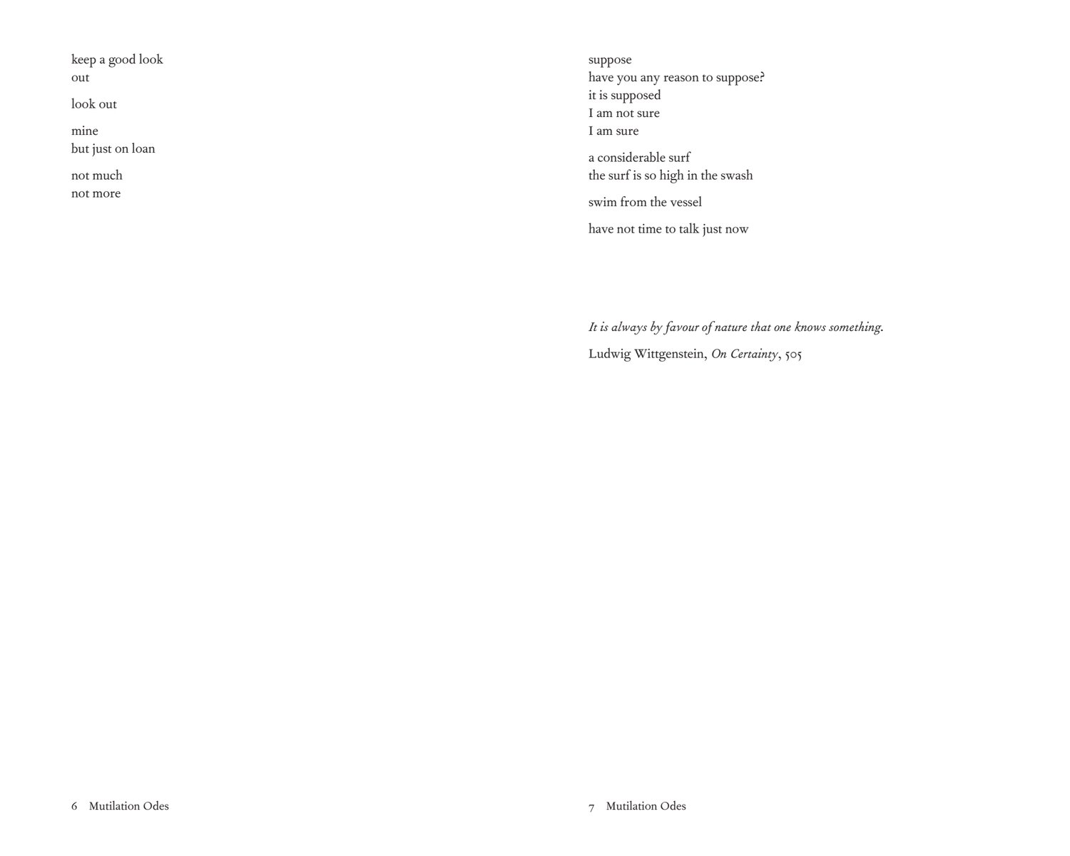keep a good look
out

look out

mine
but just on loan

not much
not more

suppose
have you any reason to suppose?
it is supposed
I am not sure
I am sure

a considerable surf
the surf is so high in the swash

swim from the vessel

have not time to talk just now

*It is always by favour of nature that one knows something.*

Ludwig Wittgenstein, *On Certainty*, 505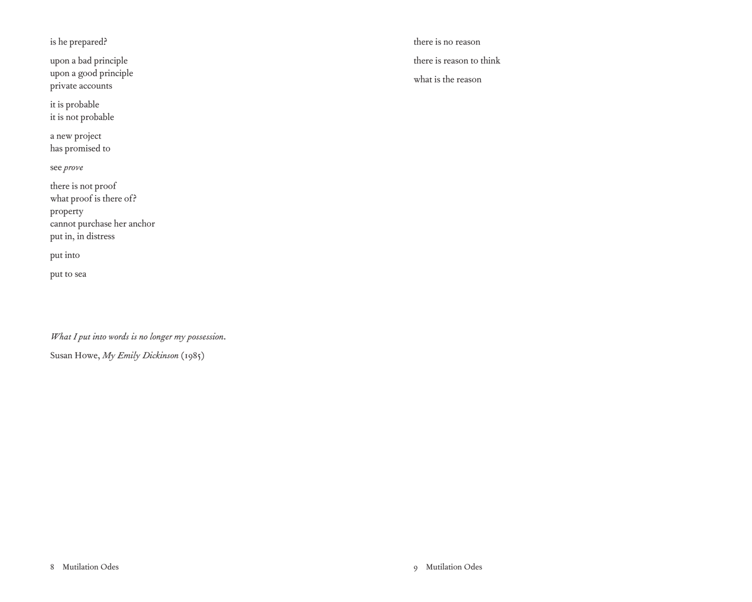is he prepared?

upon a bad principle  
upon a good principle  
private accounts

it is probable  
it is not probable

a new project  
has promised to

see *prove*

there is not proof  
what proof is there of?  
property  
cannot purchase her anchor  
put in, in distress

put into

put to sea

*What I put into words is no longer my possession.*

Susan Howe, *My Emily Dickinson* (1985)

there is no reason

there is reason to think

what is the reason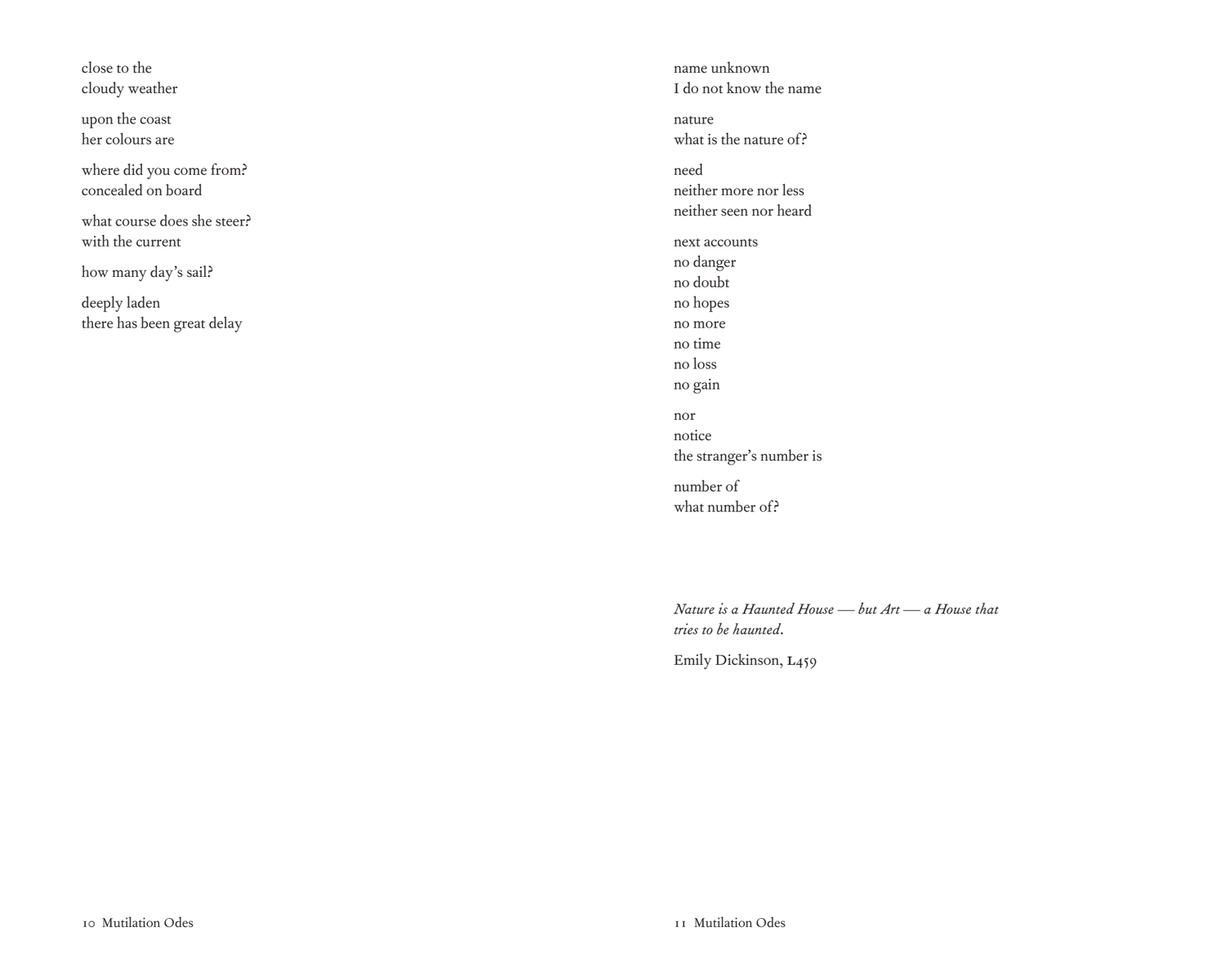close to the
cloudy weather

upon the coast
her colours are

where did you come from?
concealed on board

what course does she steer?
with the current

how many day's sail?

deeply laden
there has been great delay

name unknown
I do not know the name

nature
what is the nature of?

need
neither more nor less
neither seen nor heard

next accounts
no danger
no doubt
no hopes
no more
no time
no loss
no gain

nor
notice
the stranger's number is

number of
what number of?

*Nature is a Haunted House — but Art — a House that tries to be haunted.*

Emily Dickinson, L459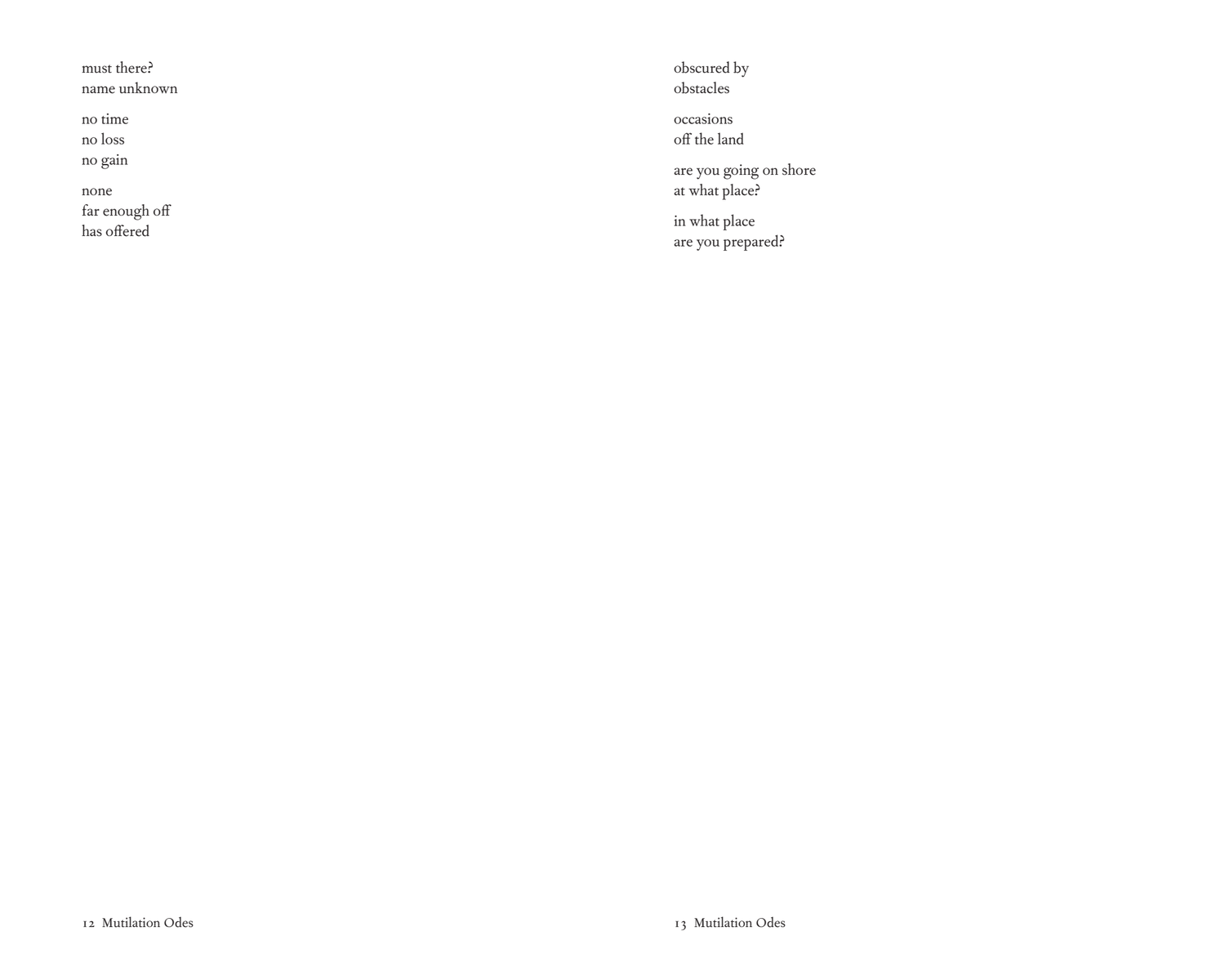must there?
name unknown

no time
no loss
no gain

none
far enough off
has offered

obscured by
obstacles

occasions
off the land

are you going on shore
at what place?

in what place
are you prepared?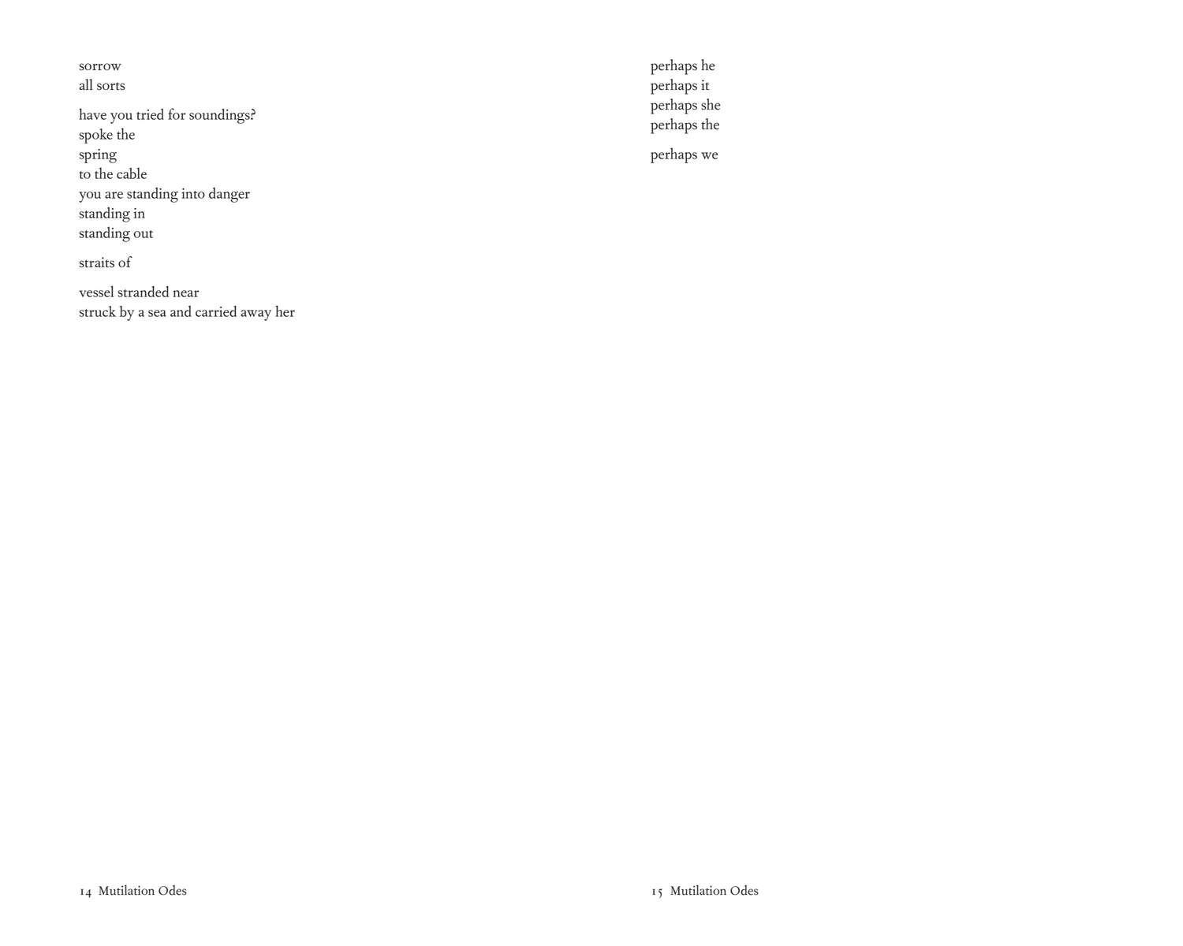sorrow
all sorts

have you tried for soundings?
spoke the
spring
to the cable
you are standing into danger
standing in
standing out

straits of

vessel stranded near
struck by a sea and carried away her

perhaps he
perhaps it
perhaps she
perhaps the

perhaps we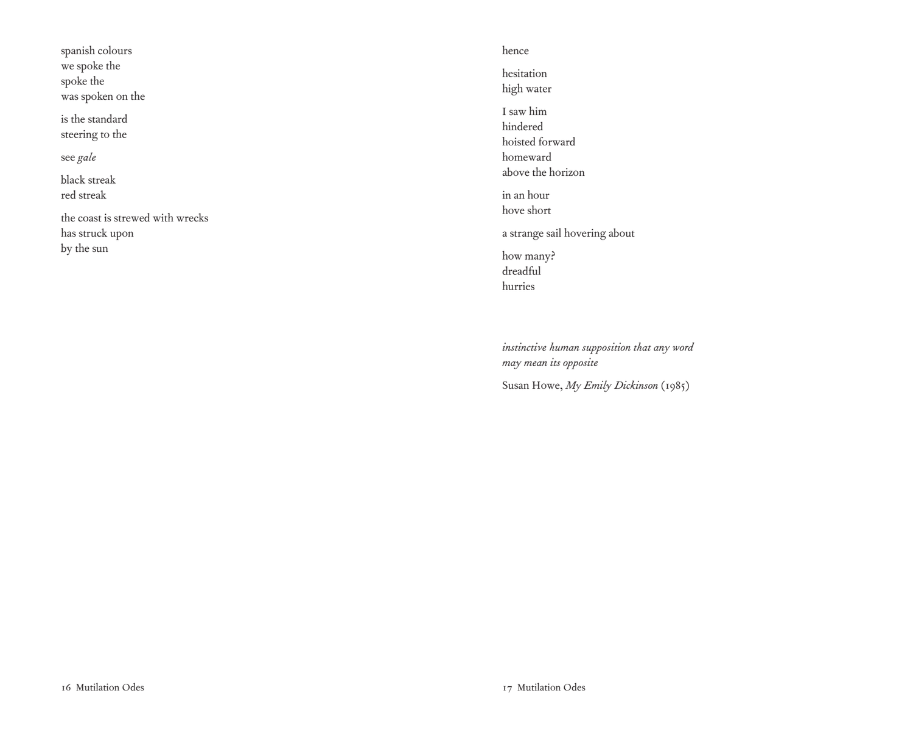spanish colours  
we spoke the  
spoke the  
was spoken on the

is the standard  
steering to the

see *gale*

black streak  
red streak

the coast is strewed with wrecks  
has struck upon  
by the sun

hence

hesitation  
high water

I saw him  
hindered  
hoisted forward  
homeward  
above the horizon

in an hour  
hove short

a strange sail hovering about

how many?  
dreadful  
hurries

*instinctive human supposition that any word*  
*may mean its opposite*

Susan Howe, *My Emily Dickinson* (1985)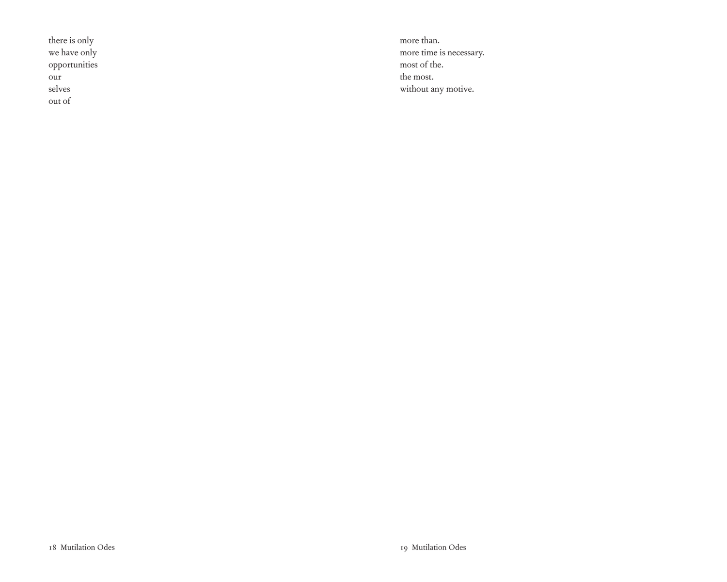there is only
we have only
opportunities
our
selves
out of

more than.
more time is necessary.
most of the.
the most.
without any motive.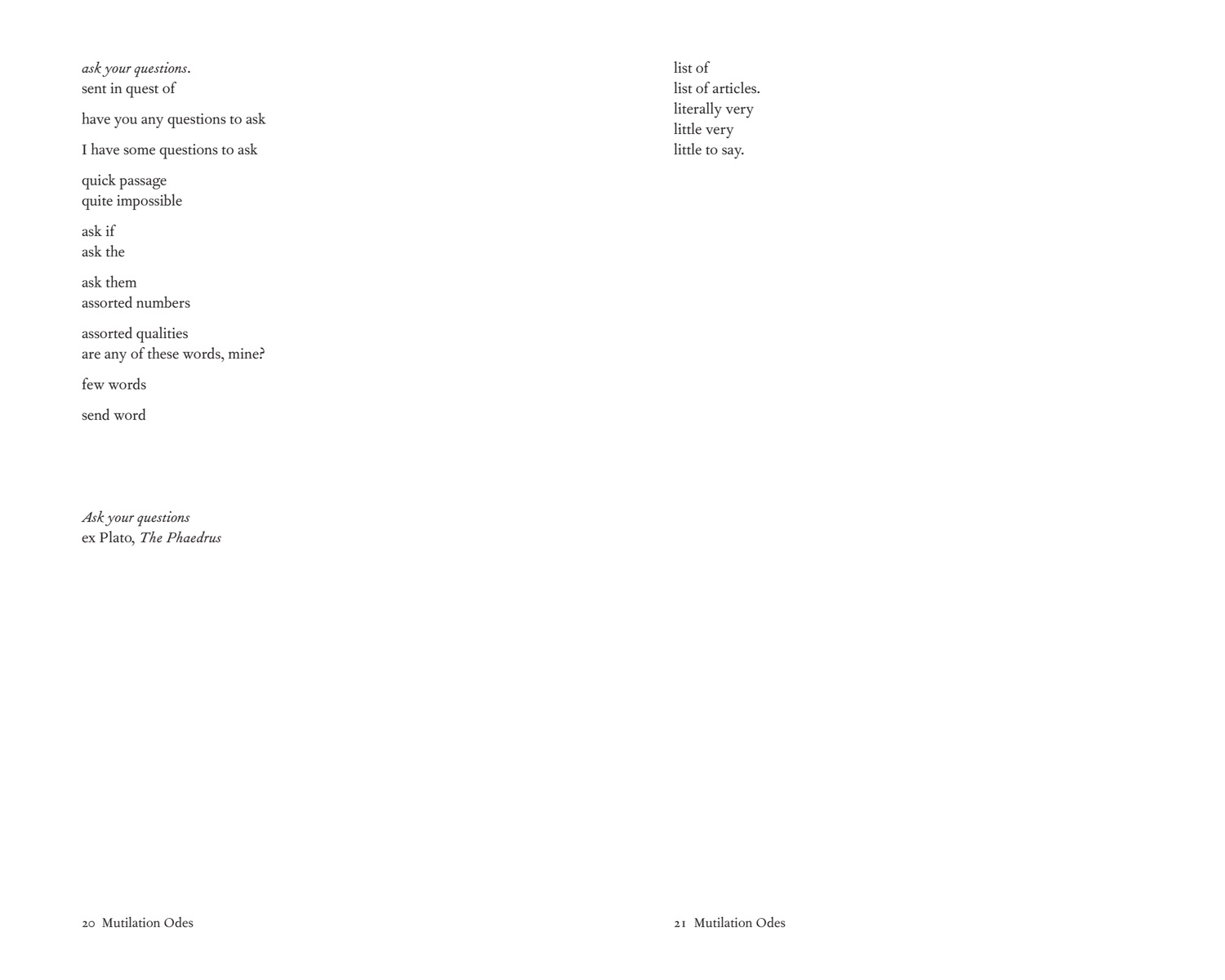*ask your questions*.
sent in quest of

have you any questions to ask

I have some questions to ask

quick passage
quite impossible

ask if
ask the

ask them
assorted numbers

assorted qualities
are any of these words, mine?

few words

send word

*Ask your questions*
ex Plato, *The Phaedrus*

list of
list of articles.
literally very
little very
little to say.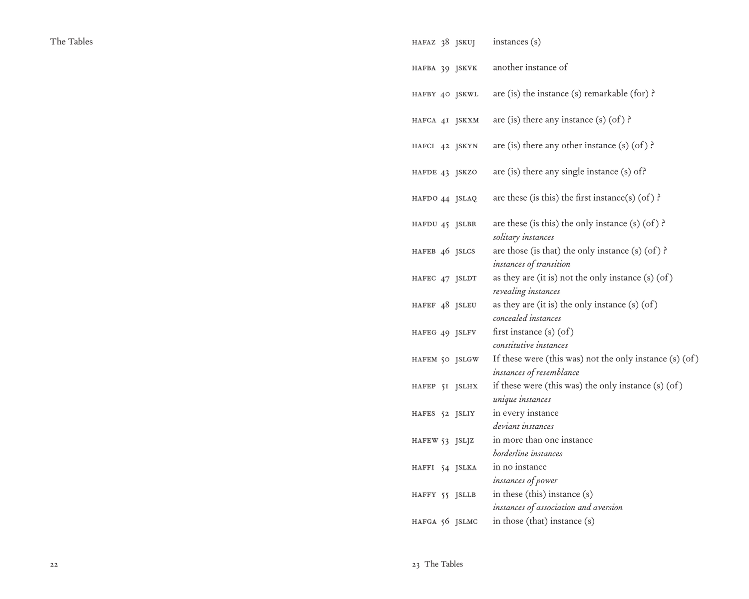| | | | |
|---|---|---|---|
| HAFAZ | 38 | JSKUJ | instances (s) |
| HAFBA | 39 | JSKVK | another instance of |
| HAFBY | 40 | JSKWL | are (is) the instance (s) remarkable (for) ? |
| HAFCA | 41 | JSKXM | are (is) there any instance (s) (of) ? |
| HAFCI | 42 | JSKYN | are (is) there any other instance (s) (of) ? |
| HAFDE | 43 | JSKZO | are (is) there any single instance (s) of? |
| HAFDO | 44 | JSLAQ | are these (is this) the first instance(s) (of) ? |
| HAFDU | 45 | JSLBR | are these (is this) the only instance (s) (of) ? *solitary instances* |
| HAFEB | 46 | JSLCS | are those (is that) the only instance (s) (of) ? *instances of transition* |
| HAFEC | 47 | JSLDT | as they are (it is) not the only instance (s) (of) *revealing instances* |
| HAFEF | 48 | JSLEU | as they are (it is) the only instance (s) (of) *concealed instances* |
| HAFEG | 49 | JSLFV | first instance (s) (of) *constitutive instances* |
| HAFEM | 50 | JSLGW | If these were (this was) not the only instance (s) (of) *instances of resemblance* |
| HAFEP | 51 | JSLHX | if these were (this was) the only instance (s) (of) *unique instances* |
| HAFES | 52 | JSLIY | in every instance *deviant instances* |
| HAFEW | 53 | JSLJZ | in more than one instance *borderline instances* |
| HAFFI | 54 | JSLKA | in no instance *instances of power* |
| HAFFY | 55 | JSLLB | in these (this) instance (s) *instances of association and aversion* |
| HAFGA | 56 | JSLMC | in those (that) instance (s) |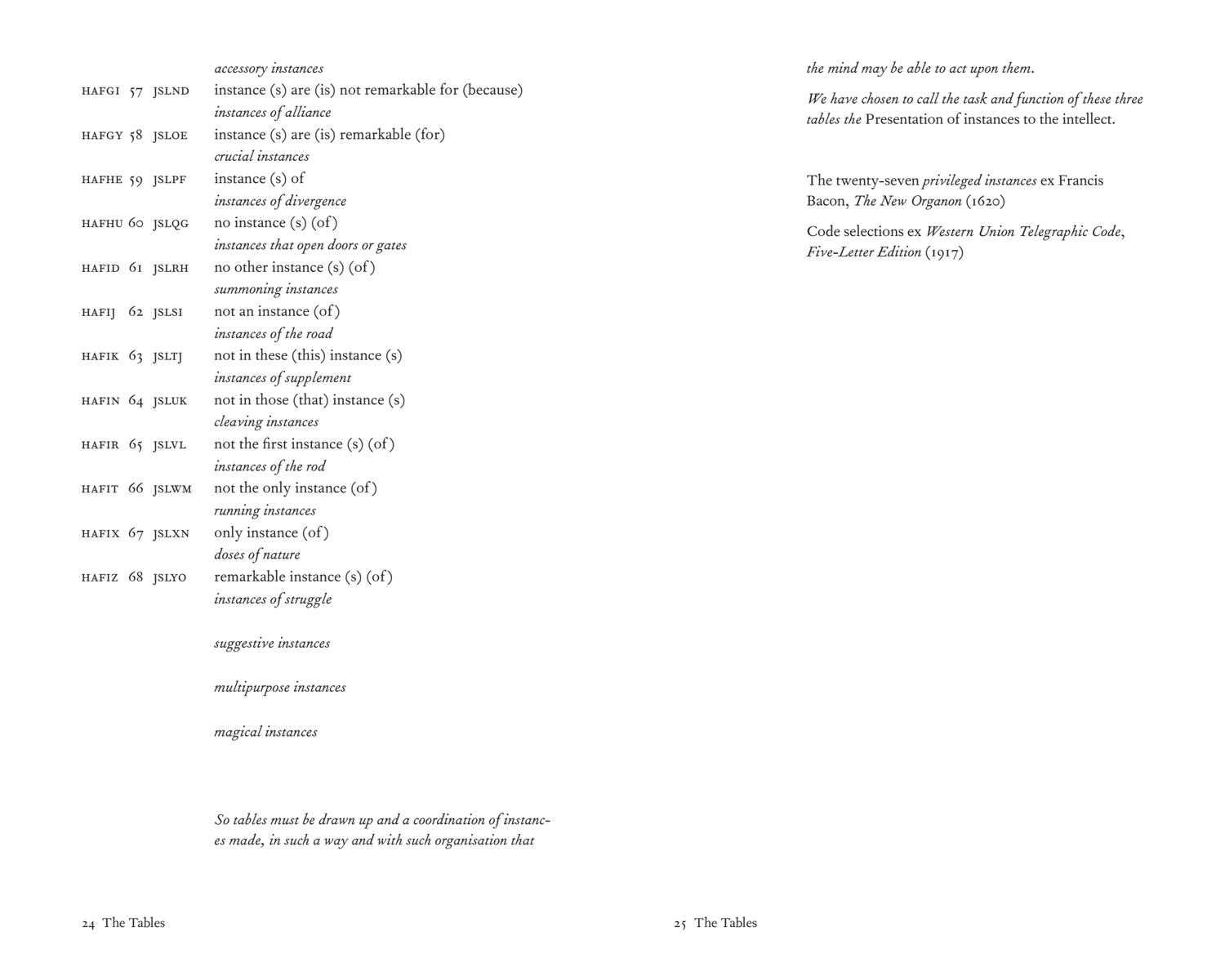*accessory instances*

HAFGI 57 JSLND instance (s) are (is) not remarkable for (because)

*instances of alliance*

HAFGY 58 JSLOE instance (s) are (is) remarkable (for)

*crucial instances*

HAFHE 59 JSLPF instance (s) of

*instances of divergence*

HAFHU 60 JSLQG no instance (s) (of)

*instances that open doors or gates*

HAFID 61 JSLRH no other instance (s) (of)

*summoning instances*

HAFIJ 62 JSLSI not an instance (of)

*instances of the road*

HAFIK 63 JSLTJ not in these (this) instance (s)

*instances of supplement*

HAFIN 64 JSLUK not in those (that) instance (s)

*cleaving instances*

HAFIR 65 JSLVL not the first instance (s) (of)

*instances of the rod*

HAFIT 66 JSLWM not the only instance (of)

*running instances*

HAFIX 67 JSLXN only instance (of)

*doses of nature*

HAFIZ 68 JSLYO remarkable instance (s) (of)

*instances of struggle*

*suggestive instances*

*multipurpose instances*

*magical instances*

*So tables must be drawn up and a coordination of instances made, in such a way and with such organisation that the mind may be able to act upon them.*

*We have chosen to call the task and function of these three tables the* Presentation of instances to the intellect.

The twenty-seven *privileged instances* ex Francis Bacon, *The New Organon* (1620)

Code selections ex *Western Union Telegraphic Code, Five-Letter Edition* (1917)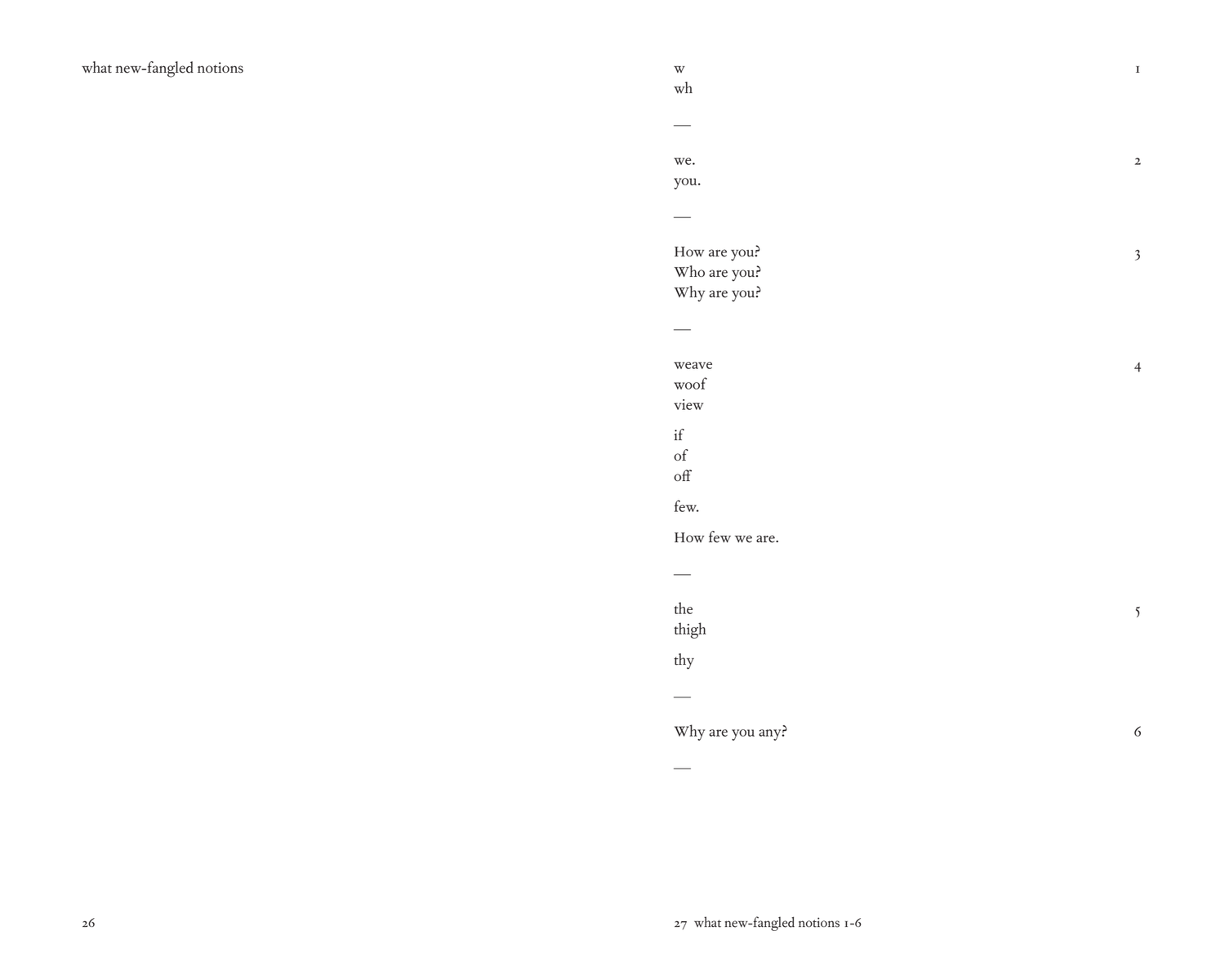what new-fangled notions

w
wh

—

1

we.
you.

—

2

How are you?
Who are you?
Why are you?

—

3

weave
woof
view

if
of
off

few.

How few we are.

—

4

the
thigh

thy

—

5

Why are you any?

—

6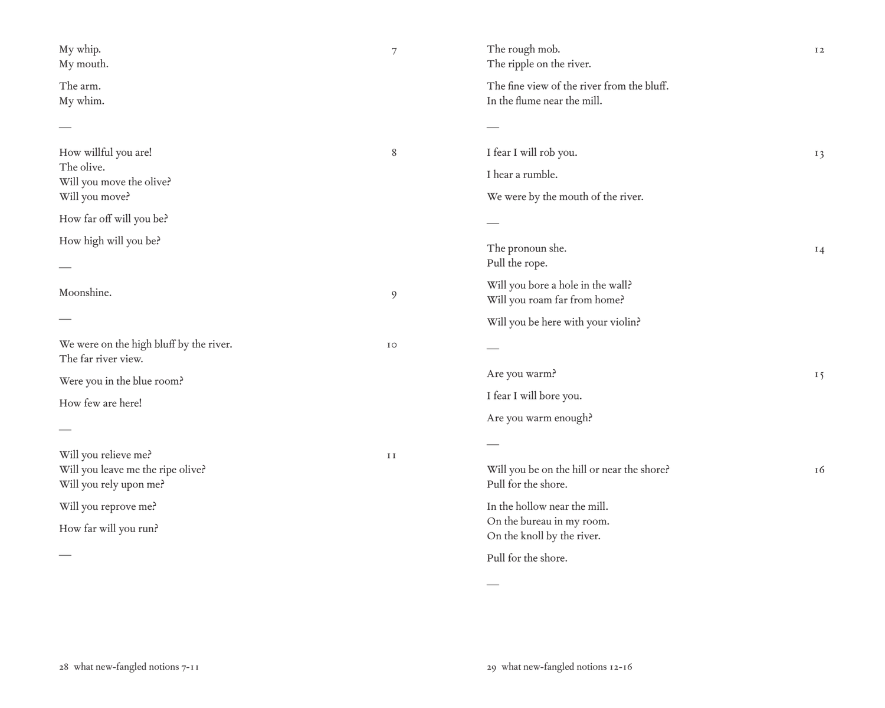My whip.
My mouth.

The arm.
My whim.

7

—

How willful you are!
The olive.
Will you move the olive?
Will you move?

How far off will you be?

How high will you be?

8

—

Moonshine.

9

—

We were on the high bluff by the river.
The far river view.

Were you in the blue room?

How few are here!

10

—

Will you relieve me?
Will you leave me the ripe olive?
Will you rely upon me?

Will you reprove me?

How far will you run?

11

—

The rough mob.
The ripple on the river.

The fine view of the river from the bluff.
In the flume near the mill.

12

—

I fear I will rob you.

I hear a rumble.

We were by the mouth of the river.

13

—

The pronoun she.
Pull the rope.

Will you bore a hole in the wall?
Will you roam far from home?

Will you be here with your violin?

14

—

Are you warm?

I fear I will bore you.

Are you warm enough?

15

—

Will you be on the hill or near the shore?
Pull for the shore.

In the hollow near the mill.
On the bureau in my room.
On the knoll by the river.

Pull for the shore.

16

—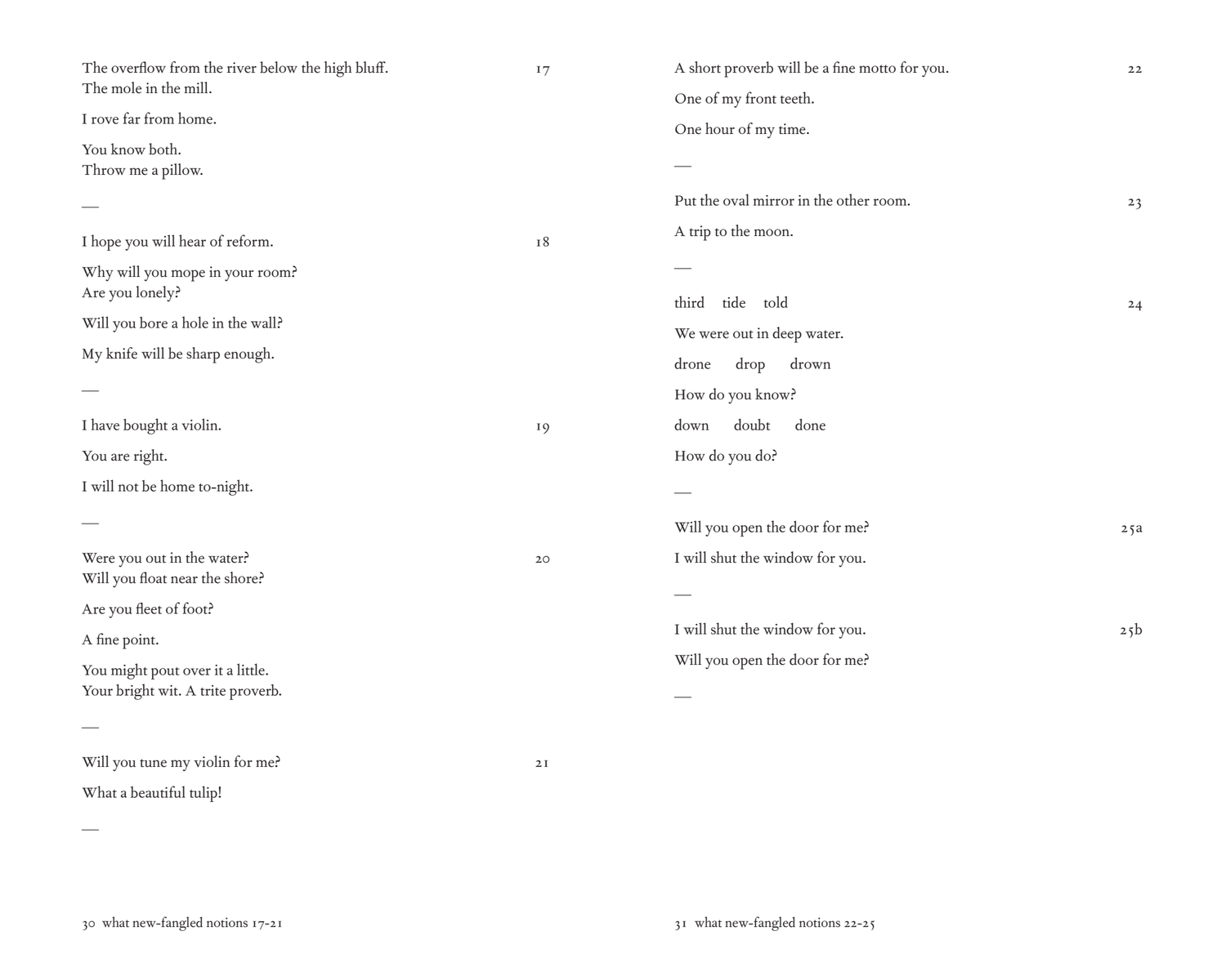The overflow from the river below the high bluff.
The mole in the mill.

I rove far from home.

You know both.
Throw me a pillow.

17

—

I hope you will hear of reform.

Why will you mope in your room?
Are you lonely?

Will you bore a hole in the wall?

My knife will be sharp enough.

18

—

I have bought a violin.

You are right.

I will not be home to-night.

19

—

Were you out in the water?
Will you float near the shore?

Are you fleet of foot?

A fine point.

You might pout over it a little.
Your bright wit. A trite proverb.

20

—

Will you tune my violin for me?

What a beautiful tulip!

21

—

A short proverb will be a fine motto for you.

One of my front teeth.

One hour of my time.

22

—

Put the oval mirror in the other room.

A trip to the moon.

23

—

third tide told

We were out in deep water.

drone drop drown

How do you know?

down doubt done

How do you do?

24

—

Will you open the door for me?

I will shut the window for you.

25a

—

I will shut the window for you.

Will you open the door for me?

25b

—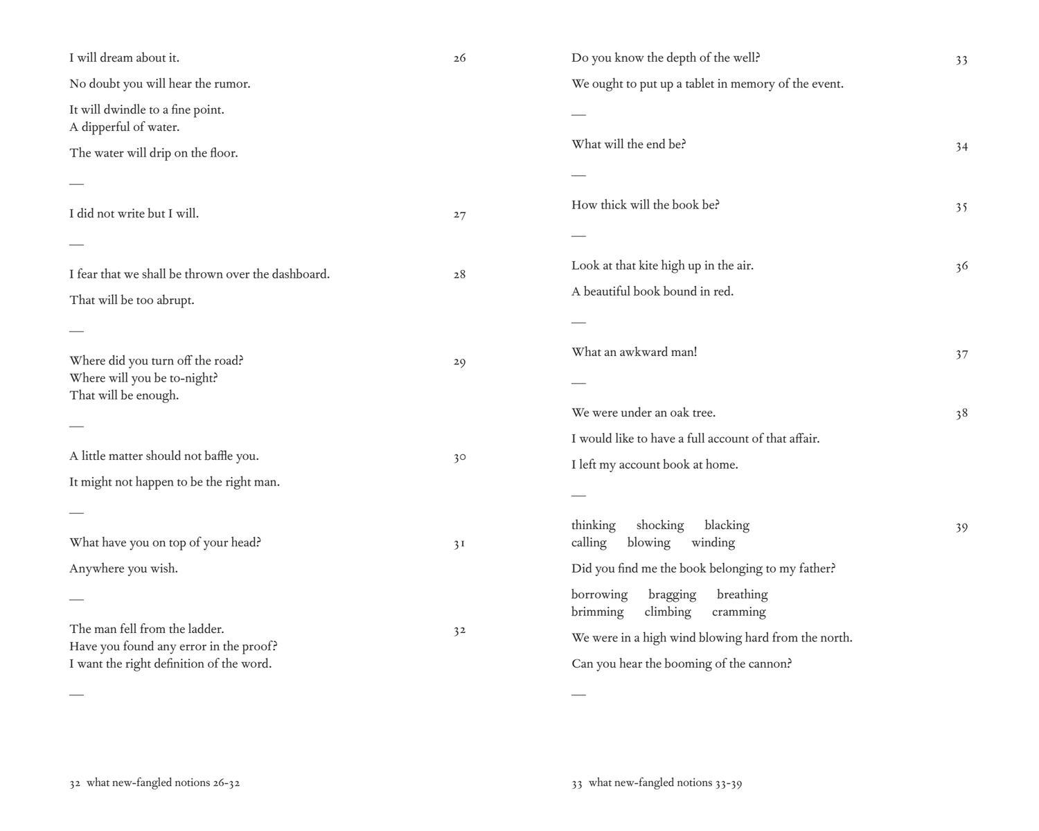I will dream about it. 26

No doubt you will hear the rumor.

It will dwindle to a fine point.
A dipperful of water.

The water will drip on the floor.

—

I did not write but I will. 27

—

I fear that we shall be thrown over the dashboard. 28

That will be too abrupt.

—

Where did you turn off the road? 29
Where will you be to-night?
That will be enough.

—

A little matter should not baffle you. 30

It might not happen to be the right man.

—

What have you on top of your head? 31

Anywhere you wish.

—

The man fell from the ladder. 32
Have you found any error in the proof?
I want the right definition of the word.

—

Do you know the depth of the well? 33

We ought to put up a tablet in memory of the event.

—

What will the end be? 34

—

How thick will the book be? 35

—

Look at that kite high up in the air. 36

A beautiful book bound in red.

—

What an awkward man! 37

—

We were under an oak tree. 38

I would like to have a full account of that affair.

I left my account book at home.

—

thinking shocking blacking 39
calling blowing winding

Did you find me the book belonging to my father?

borrowing bragging breathing
brimming climbing cramming

We were in a high wind blowing hard from the north.

Can you hear the booming of the cannon?

—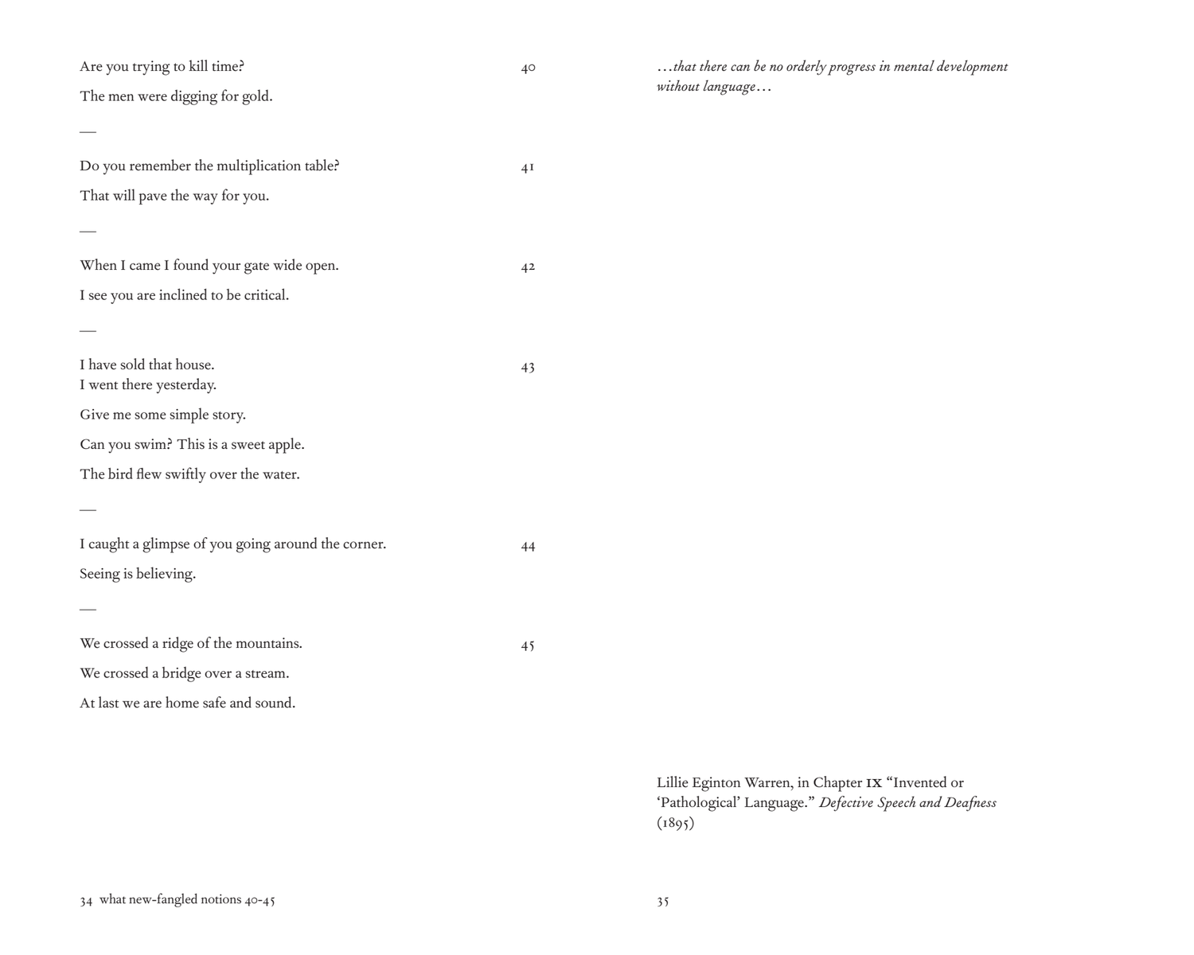Are you trying to kill time? 40

The men were digging for gold.

—

Do you remember the multiplication table? 41

That will pave the way for you.

—

When I came I found your gate wide open. 42

I see you are inclined to be critical.

—

I have sold that house. 43
I went there yesterday.

Give me some simple story.

Can you swim? This is a sweet apple.

The bird flew swiftly over the water.

—

I caught a glimpse of you going around the corner. 44

Seeing is believing.

—

We crossed a ridge of the mountains. 45

We crossed a bridge over a stream.

At last we are home safe and sound.

*…that there can be no orderly progress in mental development without language…*

Lillie Eginton Warren, in Chapter IX "Invented or 'Pathological' Language." *Defective Speech and Deafness* (1895)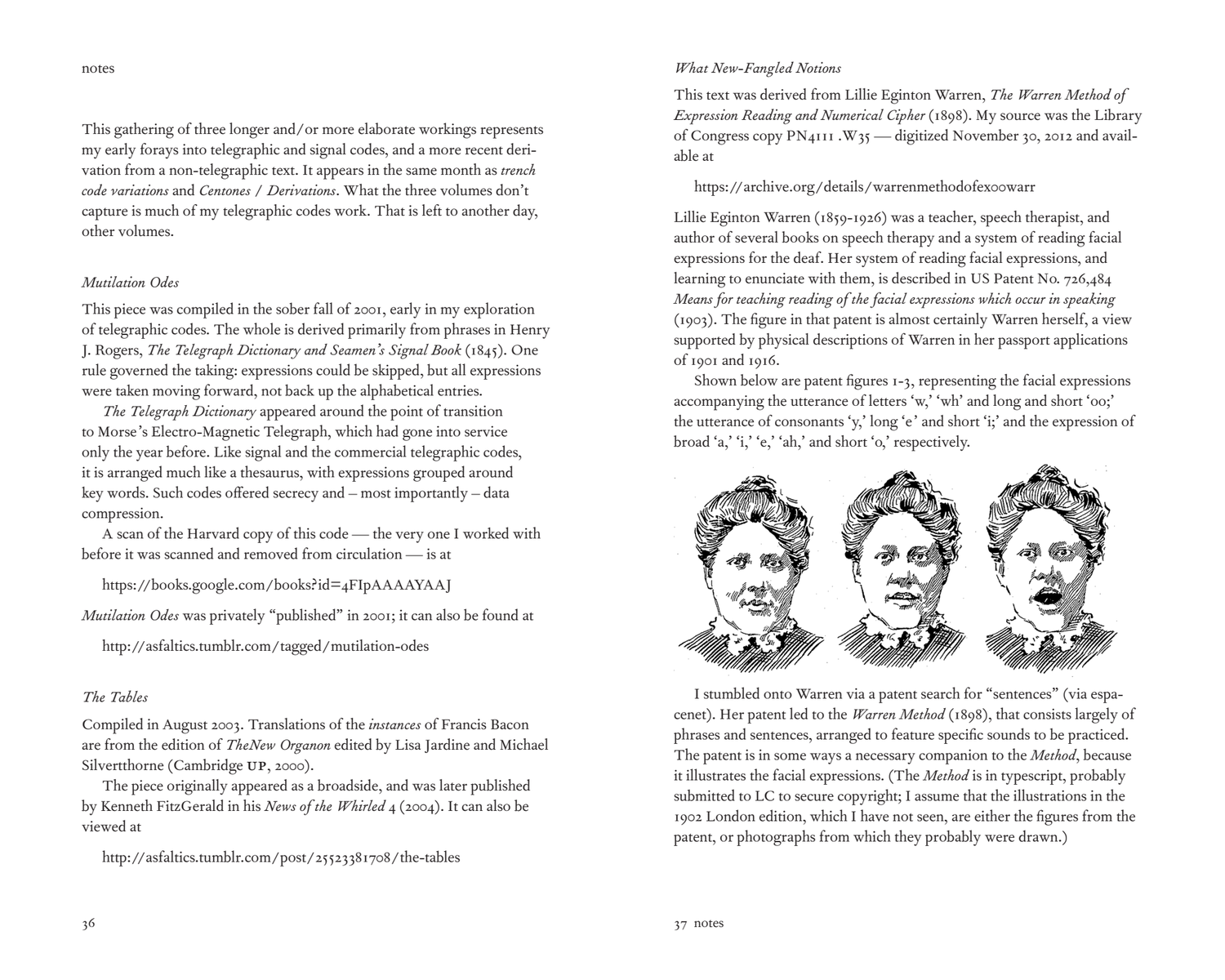This gathering of three longer and/or more elaborate workings represents my early forays into telegraphic and signal codes, and a more recent derivation from a non-telegraphic text. It appears in the same month as *trench code variations* and *Centones / Derivations*. What the three volumes don't capture is much of my telegraphic codes work. That is left to another day, other volumes.

*Mutilation Odes*

This piece was compiled in the sober fall of 2001, early in my exploration of telegraphic codes. The whole is derived primarily from phrases in Henry J. Rogers, *The Telegraph Dictionary and Seamen's Signal Book* (1845). One rule governed the taking: expressions could be skipped, but all expressions were taken moving forward, not back up the alphabetical entries.

*The Telegraph Dictionary* appeared around the point of transition to Morse's Electro-Magnetic Telegraph, which had gone into service only the year before. Like signal and the commercial telegraphic codes, it is arranged much like a thesaurus, with expressions grouped around key words. Such codes offered secrecy and – most importantly – data compression.

A scan of the Harvard copy of this code — the very one I worked with before it was scanned and removed from circulation — is at

https://books.google.com/books?id=4FIpAAAAYAAJ

*Mutilation Odes* was privately "published" in 2001; it can also be found at

http://asfaltics.tumblr.com/tagged/mutilation-odes

*The Tables*

Compiled in August 2003. Translations of the *instances* of Francis Bacon are from the edition of *TheNew Organon* edited by Lisa Jardine and Michael Silvertthorne (Cambridge UP, 2000).

The piece originally appeared as a broadside, and was later published by Kenneth FitzGerald in his *News of the Whirled* 4 (2004). It can also be viewed at

http://asfaltics.tumblr.com/post/25523381708/the-tables

*What New-Fangled Notions*

This text was derived from Lillie Eginton Warren, *The Warren Method of Expression Reading and Numerical Cipher* (1898). My source was the Library of Congress copy PN4111 .W35 — digitized November 30, 2012 and available at

https://archive.org/details/warrenmethodofex00warr

Lillie Eginton Warren (1859-1926) was a teacher, speech therapist, and author of several books on speech therapy and a system of reading facial expressions for the deaf. Her system of reading facial expressions, and learning to enunciate with them, is described in US Patent No. 726,484 *Means for teaching reading of the facial expressions which occur in speaking* (1903). The figure in that patent is almost certainly Warren herself, a view supported by physical descriptions of Warren in her passport applications of 1901 and 1916.

Shown below are patent figures 1-3, representing the facial expressions accompanying the utterance of letters 'w,' 'wh' and long and short 'oo;' the utterance of consonants 'y,' long 'e' and short 'i;' and the expression of broad 'a,' 'i,' 'e,' 'ah,' and short 'o,' respectively.

I stumbled onto Warren via a patent search for "sentences" (via espacenet). Her patent led to the *Warren Method* (1898), that consists largely of phrases and sentences, arranged to feature specific sounds to be practiced. The patent is in some ways a necessary companion to the *Method*, because it illustrates the facial expressions. (The *Method* is in typescript, probably submitted to LC to secure copyright; I assume that the illustrations in the 1902 London edition, which I have not seen, are either the figures from the patent, or photographs from which they probably were drawn.)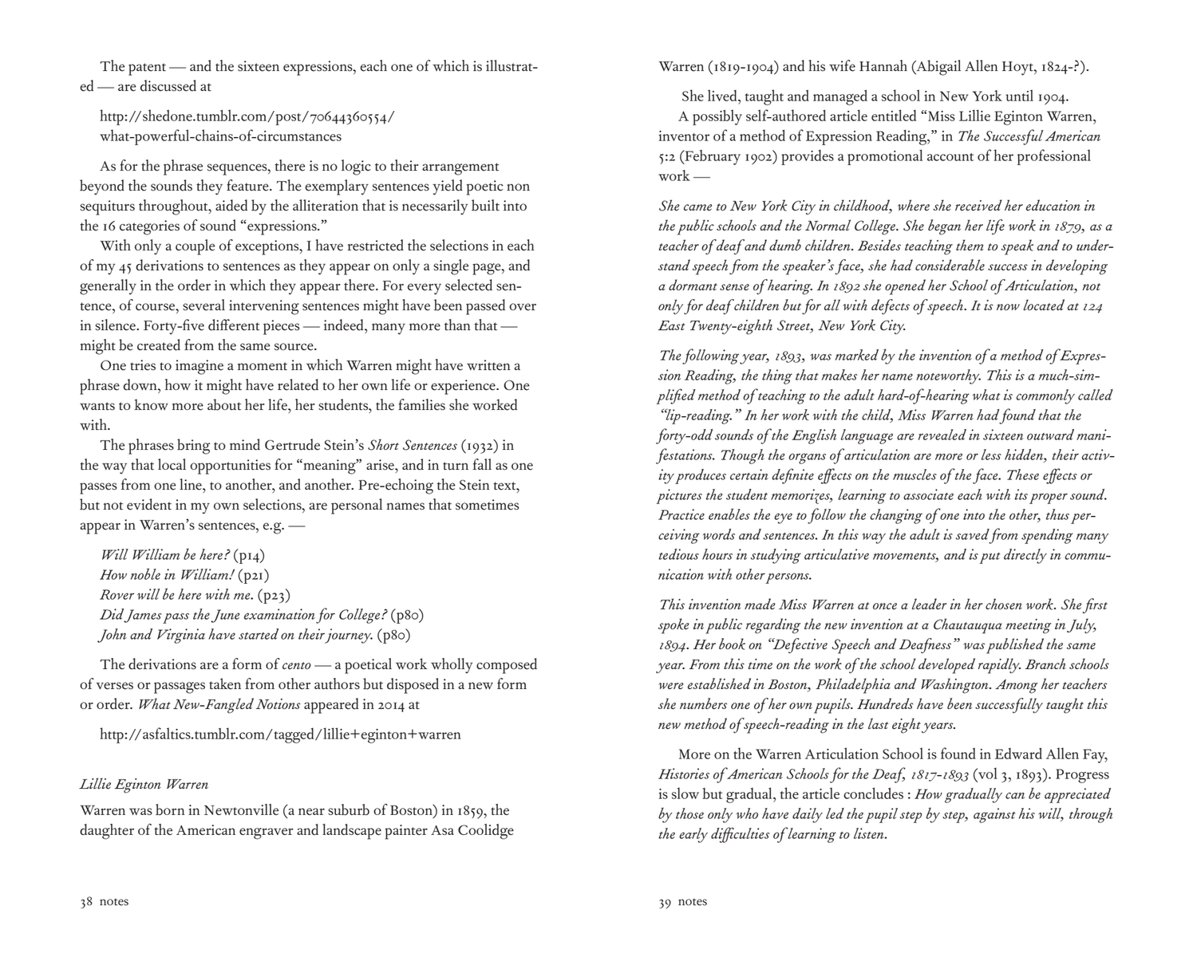The patent — and the sixteen expressions, each one of which is illustrated — are discussed at

http://shedone.tumblr.com/post/70644360554/what-powerful-chains-of-circumstances

As for the phrase sequences, there is no logic to their arrangement beyond the sounds they feature. The exemplary sentences yield poetic non sequiturs throughout, aided by the alliteration that is necessarily built into the 16 categories of sound "expressions."

With only a couple of exceptions, I have restricted the selections in each of my 45 derivations to sentences as they appear on only a single page, and generally in the order in which they appear there. For every selected sentence, of course, several intervening sentences might have been passed over in silence. Forty-five different pieces — indeed, many more than that — might be created from the same source.

One tries to imagine a moment in which Warren might have written a phrase down, how it might have related to her own life or experience. One wants to know more about her life, her students, the families she worked with.

The phrases bring to mind Gertrude Stein's *Short Sentences* (1932) in the way that local opportunities for "meaning" arise, and in turn fall as one passes from one line, to another, and another. Pre-echoing the Stein text, but not evident in my own selections, are personal names that sometimes appear in Warren's sentences, e.g. —

*Will William be here?* (p14)
*How noble in William!* (p21)
*Rover will be here with me.* (p23)
*Did James pass the June examination for College?* (p80)
*John and Virginia have started on their journey.* (p80)

The derivations are a form of *cento* — a poetical work wholly composed of verses or passages taken from other authors but disposed in a new form or order. *What New-Fangled Notions* appeared in 2014 at

http://asfaltics.tumblr.com/tagged/lillie+eginton+warren

*Lillie Eginton Warren*

Warren was born in Newtonville (a near suburb of Boston) in 1859, the daughter of the American engraver and landscape painter Asa Coolidge Warren (1819-1904) and his wife Hannah (Abigail Allen Hoyt, 1824-?).

She lived, taught and managed a school in New York until 1904.

A possibly self-authored article entitled "Miss Lillie Eginton Warren, inventor of a method of Expression Reading," in *The Successful American* 5:2 (February 1902) provides a promotional account of her professional work —

*She came to New York City in childhood, where she received her education in the public schools and the Normal College. She began her life work in 1879, as a teacher of deaf and dumb children. Besides teaching them to speak and to understand speech from the speaker's face, she had considerable success in developing a dormant sense of hearing. In 1892 she opened her School of Articulation, not only for deaf children but for all with defects of speech. It is now located at 124 East Twenty-eighth Street, New York City.*

*The following year, 1893, was marked by the invention of a method of Expression Reading, the thing that makes her name noteworthy. This is a much-simplified method of teaching to the adult hard-of-hearing what is commonly called "lip-reading." In her work with the child, Miss Warren had found that the forty-odd sounds of the English language are revealed in sixteen outward manifestations. Though the organs of articulation are more or less hidden, their activity produces certain definite effects on the muscles of the face. These effects or pictures the student memorizes, learning to associate each with its proper sound. Practice enables the eye to follow the changing of one into the other, thus perceiving words and sentences. In this way the adult is saved from spending many tedious hours in studying articulative movements, and is put directly in communication with other persons.*

*This invention made Miss Warren at once a leader in her chosen work. She first spoke in public regarding the new invention at a Chautauqua meeting in July, 1894. Her book on "Defective Speech and Deafness" was published the same year. From this time on the work of the school developed rapidly. Branch schools were established in Boston, Philadelphia and Washington. Among her teachers she numbers one of her own pupils. Hundreds have been successfully taught this new method of speech-reading in the last eight years.*

More on the Warren Articulation School is found in Edward Allen Fay, *Histories of American Schools for the Deaf, 1817-1893* (vol 3, 1893). Progress is slow but gradual, the article concludes : *How gradually can be appreciated by those only who have daily led the pupil step by step, against his will, through the early difficulties of learning to listen.*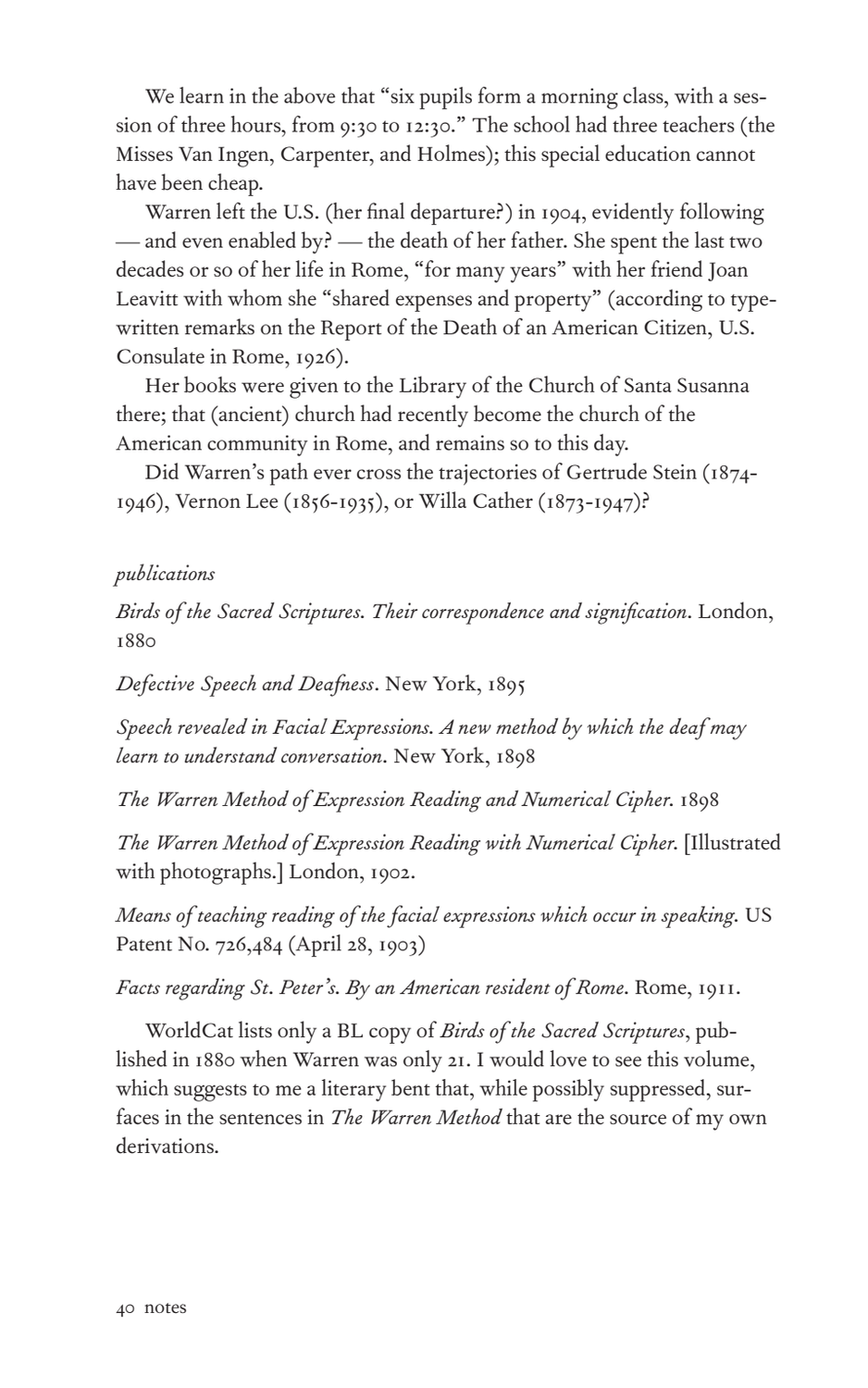We learn in the above that "six pupils form a morning class, with a session of three hours, from 9:30 to 12:30." The school had three teachers (the Misses Van Ingen, Carpenter, and Holmes); this special education cannot have been cheap.

Warren left the U.S. (her final departure?) in 1904, evidently following — and even enabled by? — the death of her father. She spent the last two decades or so of her life in Rome, "for many years" with her friend Joan Leavitt with whom she "shared expenses and property" (according to typewritten remarks on the Report of the Death of an American Citizen, U.S. Consulate in Rome, 1926).

Her books were given to the Library of the Church of Santa Susanna there; that (ancient) church had recently become the church of the American community in Rome, and remains so to this day.

Did Warren's path ever cross the trajectories of Gertrude Stein (1874-1946), Vernon Lee (1856-1935), or Willa Cather (1873-1947)?

*publications*

*Birds of the Sacred Scriptures. Their correspondence and signification*. London, 1880

*Defective Speech and Deafness*. New York, 1895

*Speech revealed in Facial Expressions. A new method by which the deaf may learn to understand conversation*. New York, 1898

*The Warren Method of Expression Reading and Numerical Cipher*. 1898

*The Warren Method of Expression Reading with Numerical Cipher*. [Illustrated with photographs.] London, 1902.

*Means of teaching reading of the facial expressions which occur in speaking*. US Patent No. 726,484 (April 28, 1903)

*Facts regarding St. Peter's. By an American resident of Rome*. Rome, 1911.

WorldCat lists only a BL copy of *Birds of the Sacred Scriptures*, published in 1880 when Warren was only 21. I would love to see this volume, which suggests to me a literary bent that, while possibly suppressed, surfaces in the sentences in *The Warren Method* that are the source of my own derivations.